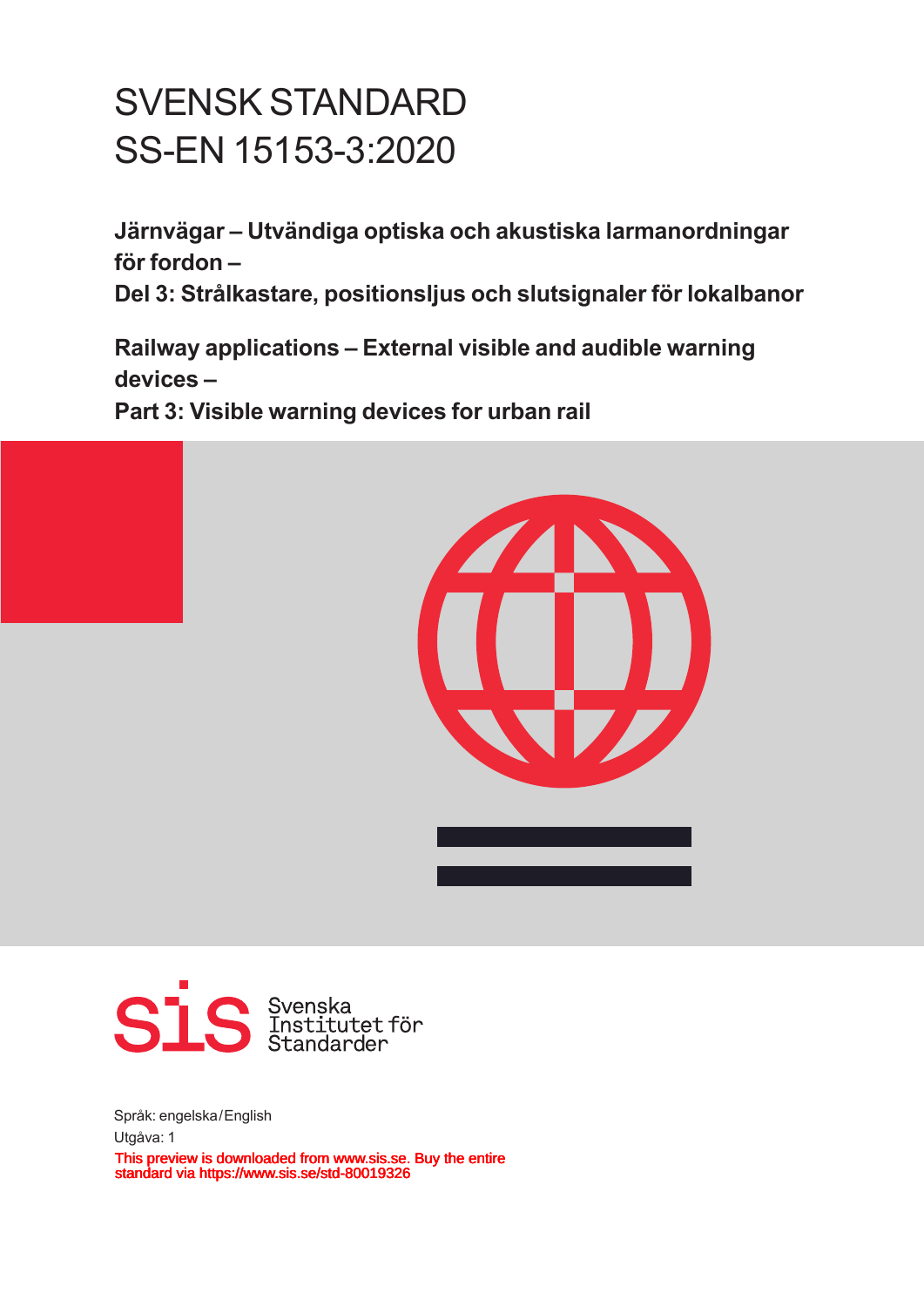# SVENSK STANDARD
# SS-EN 15153-3:2020

**Järnvägar – Utvändiga optiska och akustiska larmanordningar för fordon –**
**Del 3: Strålkastare, positionsljus och slutsignaler för lokalbanor**

**Railway applications – External visible and audible warning devices –**
**Part 3: Visible warning devices for urban rail**

Svenska Institutet för Standarder

Språk: engelska/English

Utgåva: 1

This preview is downloaded from www.sis.se. Buy the entire standard via https://www.sis.se/std-80019326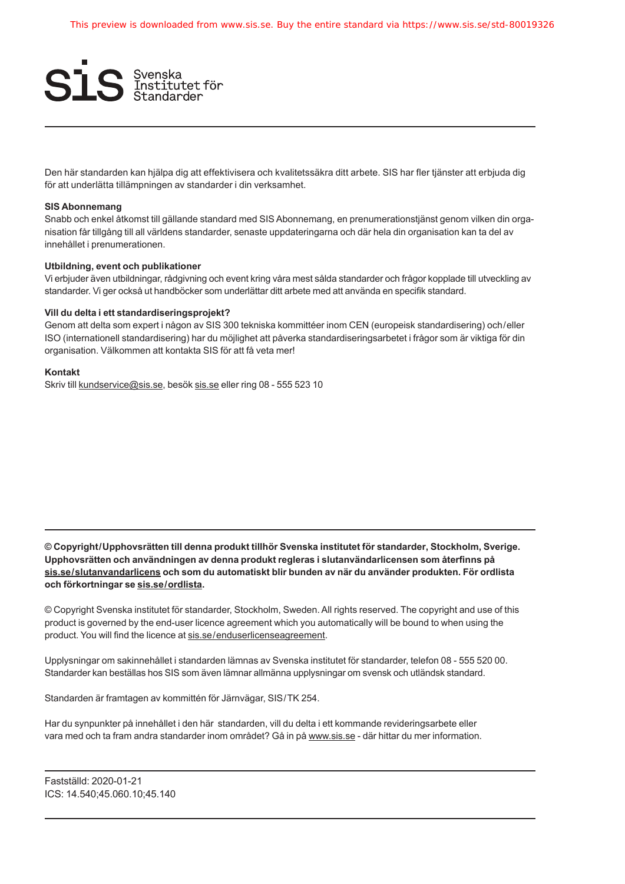This preview is downloaded from www.sis.se. Buy the entire standard via https://www.sis.se/std-80019326

Svenska Institutet för Standarder

Den här standarden kan hjälpa dig att effektivisera och kvalitetssäkra ditt arbete. SIS har fler tjänster att erbjuda dig för att underlätta tillämpningen av standarder i din verksamhet.

**SIS Abonnemang**
Snabb och enkel åtkomst till gällande standard med SIS Abonnemang, en prenumerationstjänst genom vilken din organisation får tillgång till all världens standarder, senaste uppdateringarna och där hela din organisation kan ta del av innehållet i prenumerationen.

**Utbildning, event och publikationer**
Vi erbjuder även utbildningar, rådgivning och event kring våra mest sålda standarder och frågor kopplade till utveckling av standarder. Vi ger också ut handböcker som underlättar ditt arbete med att använda en specifik standard.

**Vill du delta i ett standardiseringsprojekt?**
Genom att delta som expert i någon av SIS 300 tekniska kommittéer inom CEN (europeisk standardisering) och/eller ISO (internationell standardisering) har du möjlighet att påverka standardiseringsarbetet i frågor som är viktiga för din organisation. Välkommen att kontakta SIS för att få veta mer!

**Kontakt**
Skriv till kundservice@sis.se, besök sis.se eller ring 08 - 555 523 10

**© Copyright/Upphovsrätten till denna produkt tillhör Svenska institutet för standarder, Stockholm, Sverige. Upphovsrätten och användningen av denna produkt regleras i slutanvändarlicensen som återfinns på sis.se/slutanvandarlicens och som du automatiskt blir bunden av när du använder produkten. För ordlista och förkortningar se sis.se/ordlista.**

© Copyright Svenska institutet för standarder, Stockholm, Sweden. All rights reserved. The copyright and use of this product is governed by the end-user licence agreement which you automatically will be bound to when using the product. You will find the licence at sis.se/enduserlicenseagreement.

Upplysningar om sakinnehållet i standarden lämnas av Svenska institutet för standarder, telefon 08 - 555 520 00. Standarder kan beställas hos SIS som även lämnar allmänna upplysningar om svensk och utländsk standard.

Standarden är framtagen av kommittén för Järnvägar, SIS/TK 254.

Har du synpunkter på innehållet i den här standarden, vill du delta i ett kommande revideringsarbete eller vara med och ta fram andra standarder inom området? Gå in på www.sis.se - där hittar du mer information.

Fastställd: 2020-01-21
ICS: 14.540;45.060.10;45.140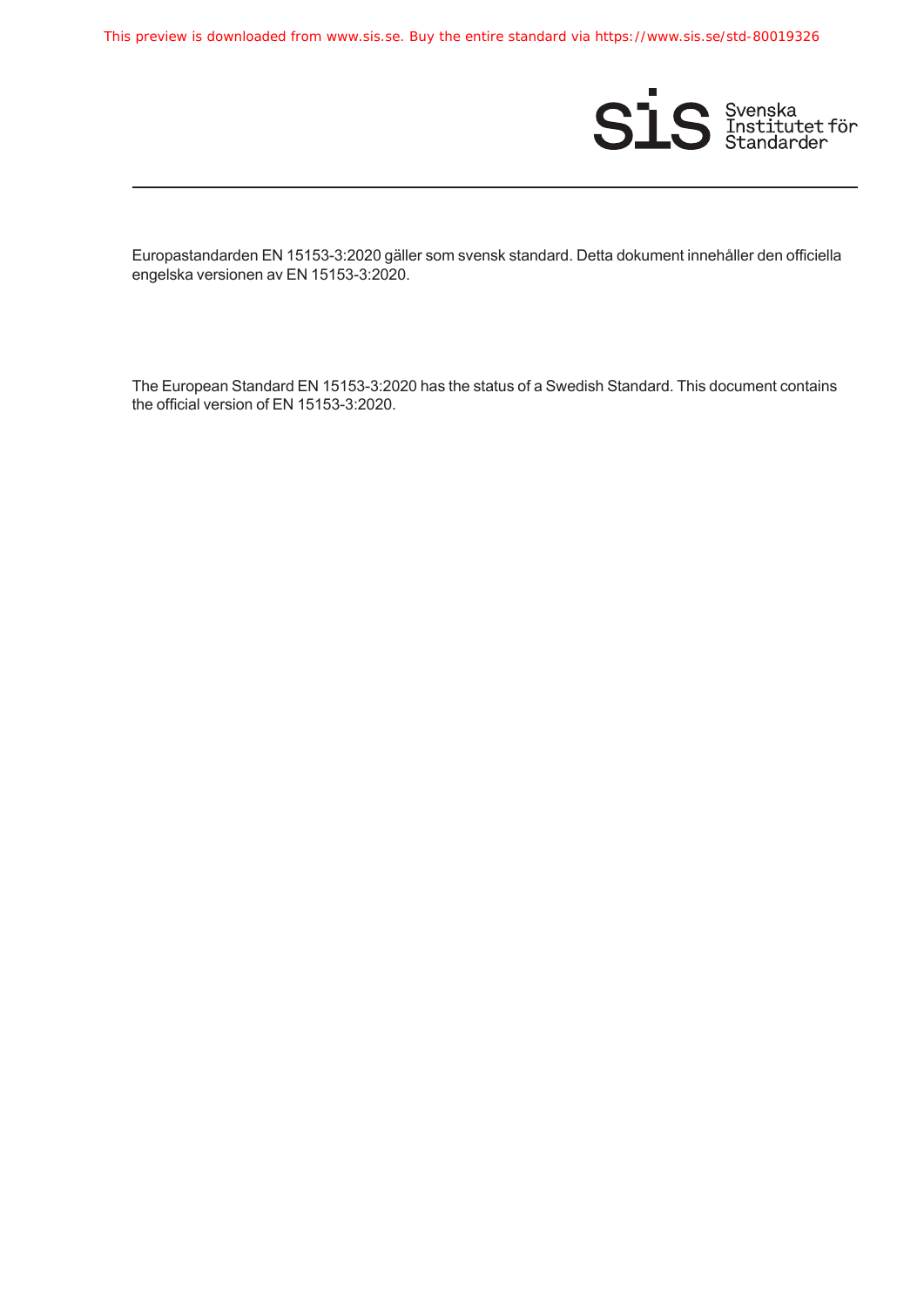Europastandarden EN 15153-3:2020 gäller som svensk standard. Detta dokument innehåller den officiella engelska versionen av EN 15153-3:2020.

The European Standard EN 15153-3:2020 has the status of a Swedish Standard. This document contains the official version of EN 15153-3:2020.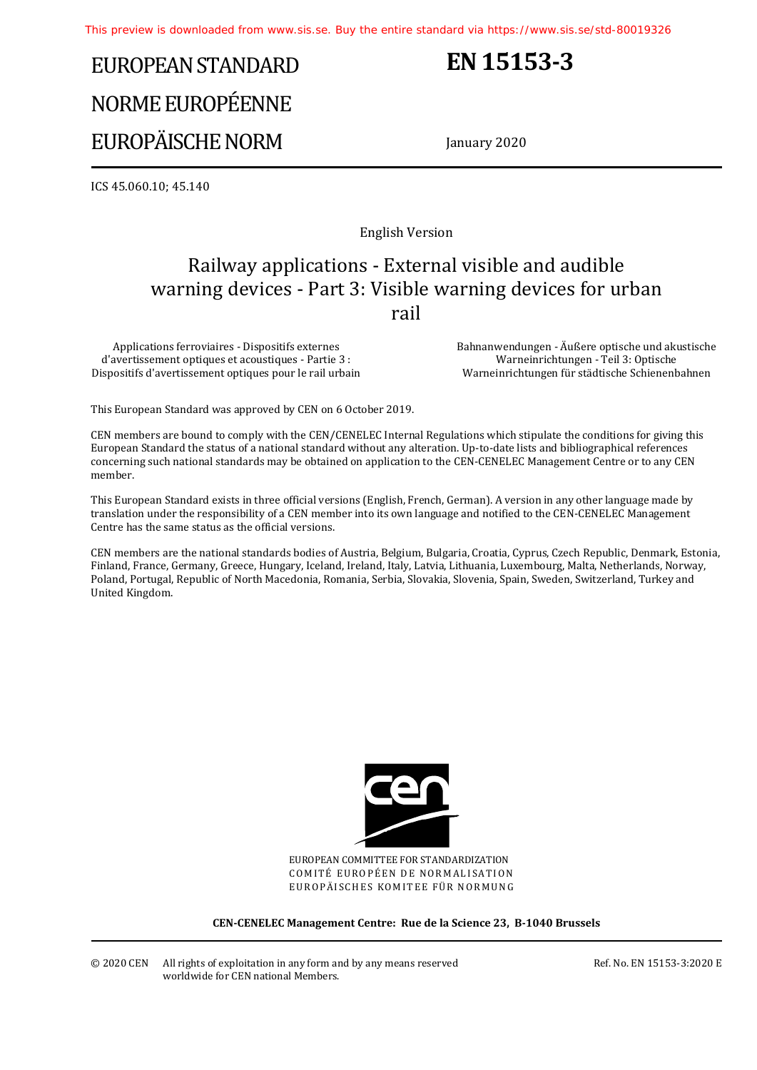This preview is downloaded from www.sis.se. Buy the entire standard via https://www.sis.se/std-80019326

# EUROPEAN STANDARD
# NORME EUROPÉENNE
# EUROPÄISCHE NORM

**EN 15153-3**

January 2020

ICS 45.060.10; 45.140

English Version

## Railway applications - External visible and audible warning devices - Part 3: Visible warning devices for urban rail

Applications ferroviaires - Dispositifs externes d'avertissement optiques et acoustiques - Partie 3 : Dispositifs d'avertissement optiques pour le rail urbain

Bahnanwendungen - Äußere optische und akustische Warneinrichtungen - Teil 3: Optische Warneinrichtungen für städtische Schienenbahnen

This European Standard was approved by CEN on 6 October 2019.

CEN members are bound to comply with the CEN/CENELEC Internal Regulations which stipulate the conditions for giving this European Standard the status of a national standard without any alteration. Up-to-date lists and bibliographical references concerning such national standards may be obtained on application to the CEN-CENELEC Management Centre or to any CEN member.

This European Standard exists in three official versions (English, French, German). A version in any other language made by translation under the responsibility of a CEN member into its own language and notified to the CEN-CENELEC Management Centre has the same status as the official versions.

CEN members are the national standards bodies of Austria, Belgium, Bulgaria, Croatia, Cyprus, Czech Republic, Denmark, Estonia, Finland, France, Germany, Greece, Hungary, Iceland, Ireland, Italy, Latvia, Lithuania, Luxembourg, Malta, Netherlands, Norway, Poland, Portugal, Republic of North Macedonia, Romania, Serbia, Slovakia, Slovenia, Spain, Sweden, Switzerland, Turkey and United Kingdom.

EUROPEAN COMMITTEE FOR STANDARDIZATION
COMITÉ EUROPÉEN DE NORMALISATION
EUROPÄISCHES KOMITEE FÜR NORMUNG

**CEN-CENELEC Management Centre: Rue de la Science 23, B-1040 Brussels**

© 2020 CEN All rights of exploitation in any form and by any means reserved worldwide for CEN national Members.

Ref. No. EN 15153-3:2020 E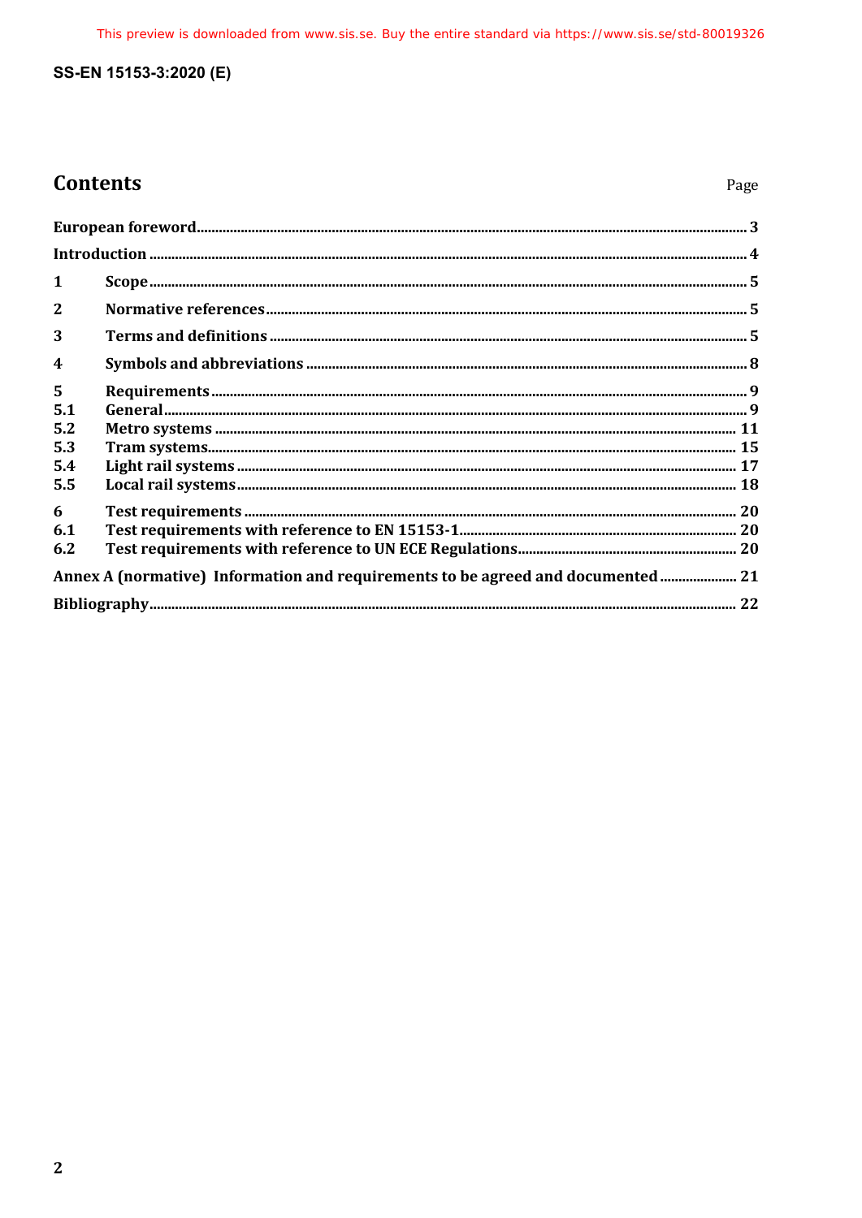# Contents

Page

European foreword ... 3

Introduction ... 4

1 Scope ... 5

2 Normative references ... 5

3 Terms and definitions ... 5

4 Symbols and abbreviations ... 8

5 Requirements ... 9

5.1 General ... 9

5.2 Metro systems ... 11

5.3 Tram systems ... 15

5.4 Light rail systems ... 17

5.5 Local rail systems ... 18

6 Test requirements ... 20

6.1 Test requirements with reference to EN 15153-1 ... 20

6.2 Test requirements with reference to UN ECE Regulations ... 20

Annex A (normative) Information and requirements to be agreed and documented ... 21

Bibliography ... 22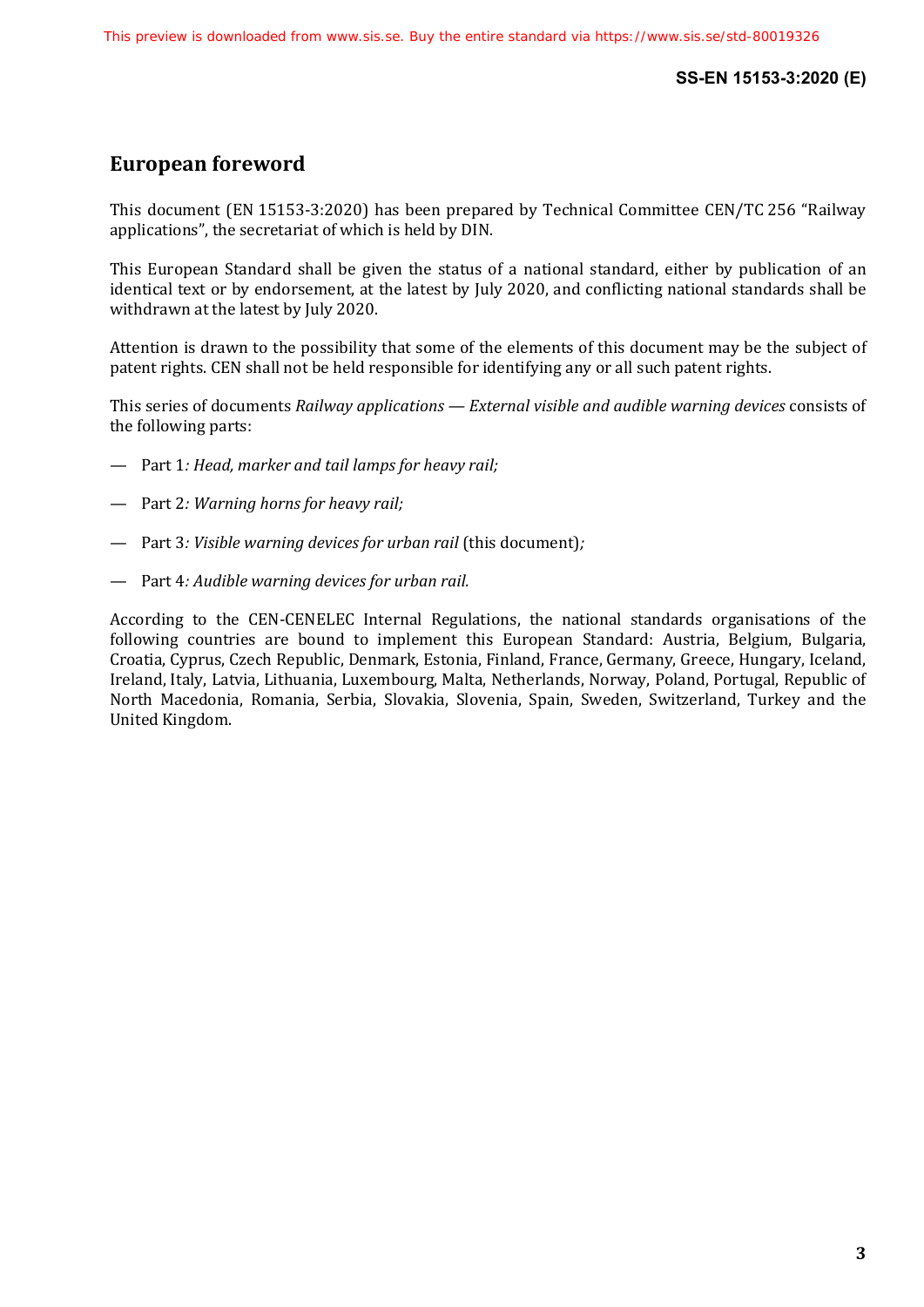# European foreword

This document (EN 15153-3:2020) has been prepared by Technical Committee CEN/TC 256 "Railway applications", the secretariat of which is held by DIN.

This European Standard shall be given the status of a national standard, either by publication of an identical text or by endorsement, at the latest by July 2020, and conflicting national standards shall be withdrawn at the latest by July 2020.

Attention is drawn to the possibility that some of the elements of this document may be the subject of patent rights. CEN shall not be held responsible for identifying any or all such patent rights.

This series of documents *Railway applications — External visible and audible warning devices* consists of the following parts:

— Part 1*: Head, marker and tail lamps for heavy rail;*

— Part 2*: Warning horns for heavy rail;*

— Part 3*: Visible warning devices for urban rail* (this document)*;*

— Part 4*: Audible warning devices for urban rail.*

According to the CEN-CENELEC Internal Regulations, the national standards organisations of the following countries are bound to implement this European Standard: Austria, Belgium, Bulgaria, Croatia, Cyprus, Czech Republic, Denmark, Estonia, Finland, France, Germany, Greece, Hungary, Iceland, Ireland, Italy, Latvia, Lithuania, Luxembourg, Malta, Netherlands, Norway, Poland, Portugal, Republic of North Macedonia, Romania, Serbia, Slovakia, Slovenia, Spain, Sweden, Switzerland, Turkey and the United Kingdom.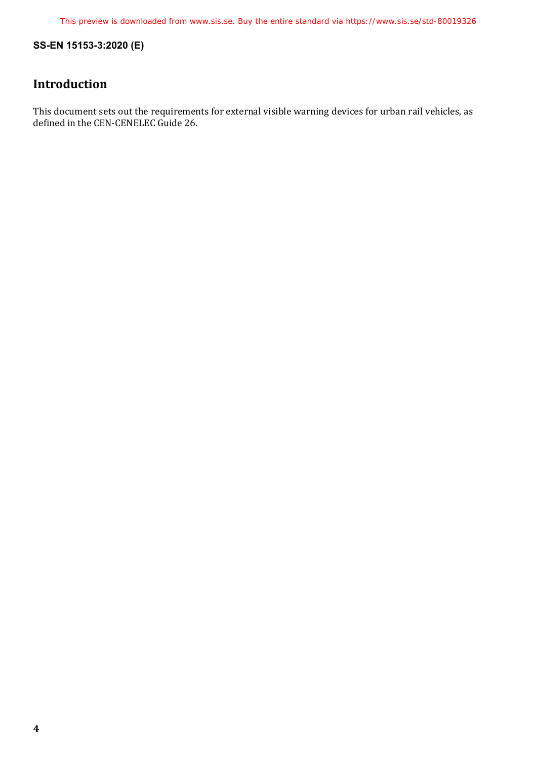# Introduction

This document sets out the requirements for external visible warning devices for urban rail vehicles, as defined in the CEN-CENELEC Guide 26.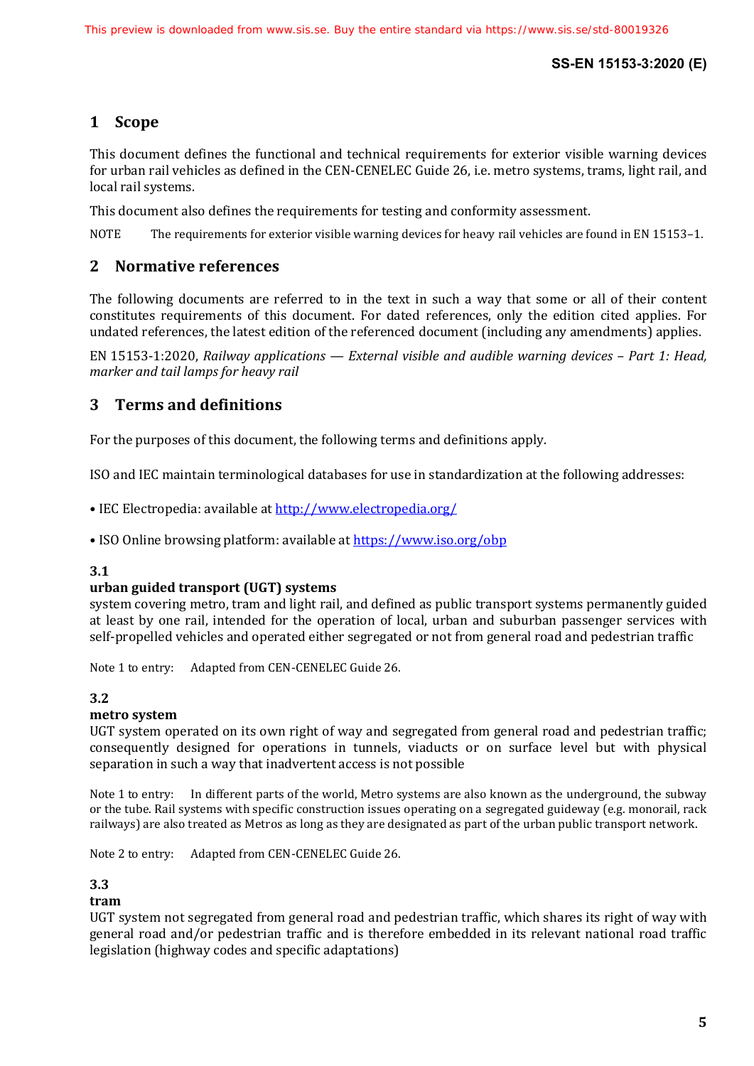## 1 Scope

This document defines the functional and technical requirements for exterior visible warning devices for urban rail vehicles as defined in the CEN-CENELEC Guide 26, i.e. metro systems, trams, light rail, and local rail systems.

This document also defines the requirements for testing and conformity assessment.

NOTE The requirements for exterior visible warning devices for heavy rail vehicles are found in EN 15153–1.

## 2 Normative references

The following documents are referred to in the text in such a way that some or all of their content constitutes requirements of this document. For dated references, only the edition cited applies. For undated references, the latest edition of the referenced document (including any amendments) applies.

EN 15153-1:2020, *Railway applications — External visible and audible warning devices – Part 1: Head, marker and tail lamps for heavy rail*

## 3 Terms and definitions

For the purposes of this document, the following terms and definitions apply.

ISO and IEC maintain terminological databases for use in standardization at the following addresses:

- IEC Electropedia: available at http://www.electropedia.org/
- ISO Online browsing platform: available at https://www.iso.org/obp

**3.1**
**urban guided transport (UGT) systems**
system covering metro, tram and light rail, and defined as public transport systems permanently guided at least by one rail, intended for the operation of local, urban and suburban passenger services with self-propelled vehicles and operated either segregated or not from general road and pedestrian traffic

Note 1 to entry: Adapted from CEN-CENELEC Guide 26.

**3.2**
**metro system**
UGT system operated on its own right of way and segregated from general road and pedestrian traffic; consequently designed for operations in tunnels, viaducts or on surface level but with physical separation in such a way that inadvertent access is not possible

Note 1 to entry: In different parts of the world, Metro systems are also known as the underground, the subway or the tube. Rail systems with specific construction issues operating on a segregated guideway (e.g. monorail, rack railways) are also treated as Metros as long as they are designated as part of the urban public transport network.

Note 2 to entry: Adapted from CEN-CENELEC Guide 26.

**3.3**
**tram**
UGT system not segregated from general road and pedestrian traffic, which shares its right of way with general road and/or pedestrian traffic and is therefore embedded in its relevant national road traffic legislation (highway codes and specific adaptations)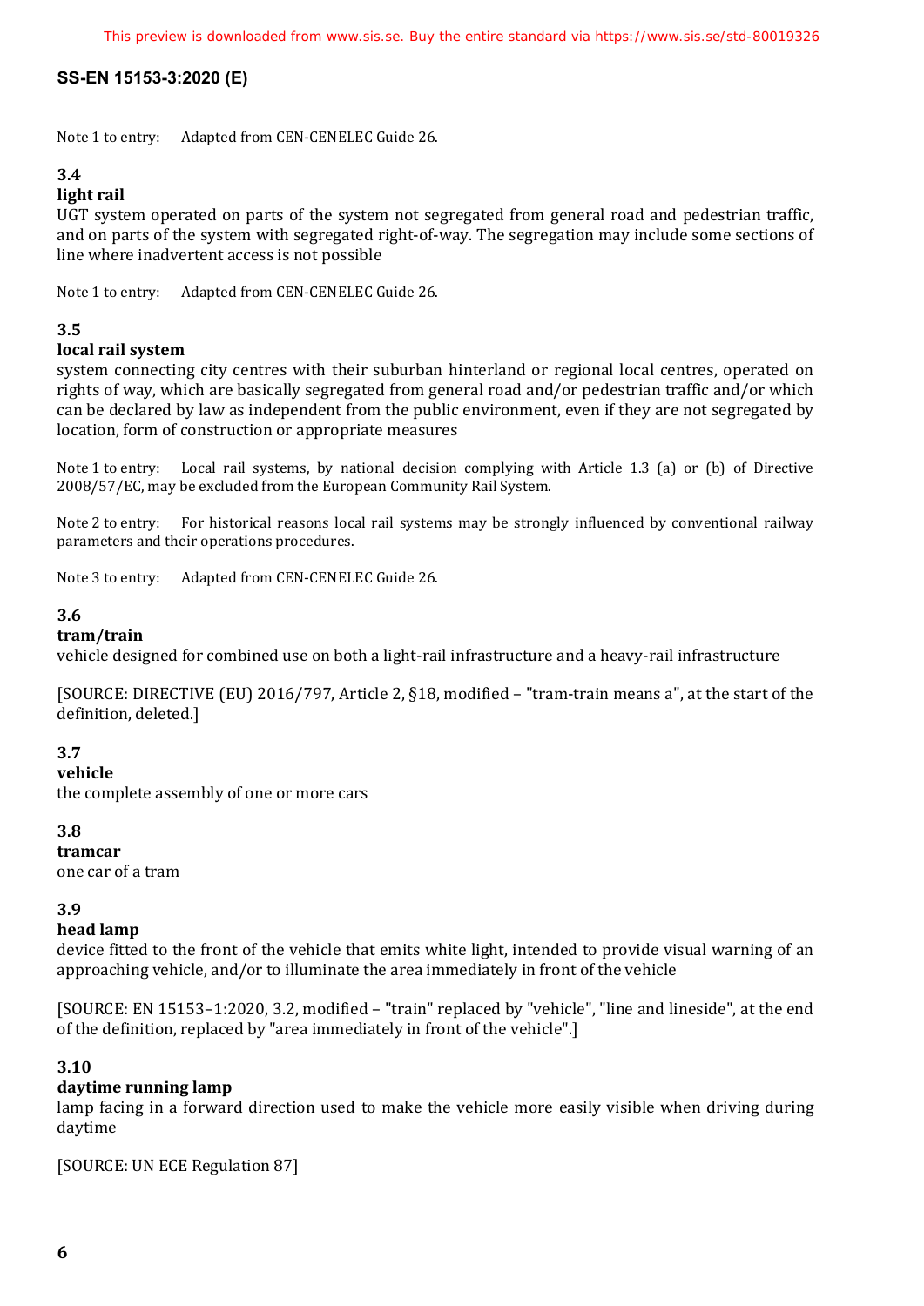Note 1 to entry: Adapted from CEN-CENELEC Guide 26.

### 3.4
**light rail**

UGT system operated on parts of the system not segregated from general road and pedestrian traffic, and on parts of the system with segregated right-of-way. The segregation may include some sections of line where inadvertent access is not possible

Note 1 to entry: Adapted from CEN-CENELEC Guide 26.

### 3.5
**local rail system**

system connecting city centres with their suburban hinterland or regional local centres, operated on rights of way, which are basically segregated from general road and/or pedestrian traffic and/or which can be declared by law as independent from the public environment, even if they are not segregated by location, form of construction or appropriate measures

Note 1 to entry: Local rail systems, by national decision complying with Article 1.3 (a) or (b) of Directive 2008/57/EC, may be excluded from the European Community Rail System.

Note 2 to entry: For historical reasons local rail systems may be strongly influenced by conventional railway parameters and their operations procedures.

Note 3 to entry: Adapted from CEN-CENELEC Guide 26.

### 3.6
**tram/train**

vehicle designed for combined use on both a light-rail infrastructure and a heavy-rail infrastructure

[SOURCE: DIRECTIVE (EU) 2016/797, Article 2, §18, modified – "tram-train means a", at the start of the definition, deleted.]

### 3.7
**vehicle**

the complete assembly of one or more cars

### 3.8
**tramcar**

one car of a tram

### 3.9
**head lamp**

device fitted to the front of the vehicle that emits white light, intended to provide visual warning of an approaching vehicle, and/or to illuminate the area immediately in front of the vehicle

[SOURCE: EN 15153–1:2020, 3.2, modified – "train" replaced by "vehicle", "line and lineside", at the end of the definition, replaced by "area immediately in front of the vehicle".]

### 3.10
**daytime running lamp**

lamp facing in a forward direction used to make the vehicle more easily visible when driving during daytime

[SOURCE: UN ECE Regulation 87]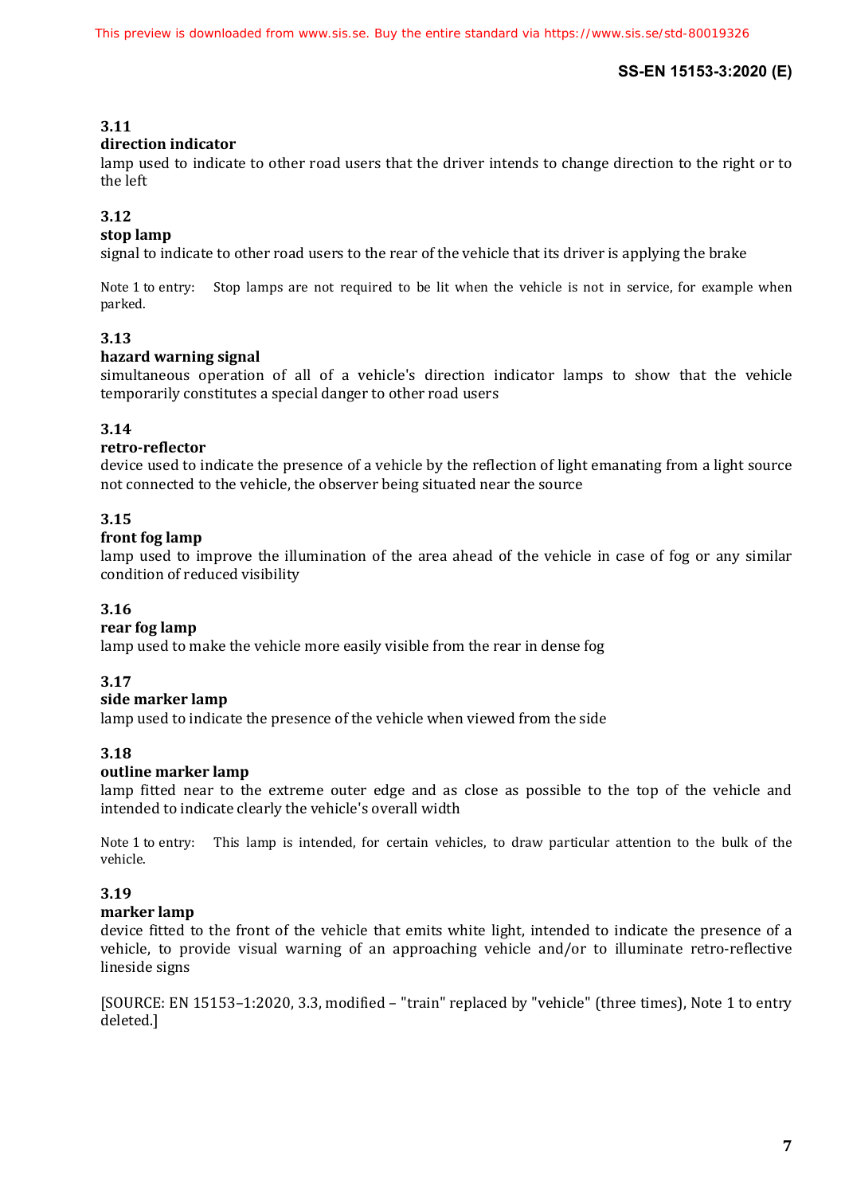### 3.11

**direction indicator**

lamp used to indicate to other road users that the driver intends to change direction to the right or to the left

### 3.12

**stop lamp**

signal to indicate to other road users to the rear of the vehicle that its driver is applying the brake

Note 1 to entry: Stop lamps are not required to be lit when the vehicle is not in service, for example when parked.

### 3.13

**hazard warning signal**

simultaneous operation of all of a vehicle's direction indicator lamps to show that the vehicle temporarily constitutes a special danger to other road users

### 3.14

**retro-reflector**

device used to indicate the presence of a vehicle by the reflection of light emanating from a light source not connected to the vehicle, the observer being situated near the source

### 3.15

**front fog lamp**

lamp used to improve the illumination of the area ahead of the vehicle in case of fog or any similar condition of reduced visibility

### 3.16

**rear fog lamp**

lamp used to make the vehicle more easily visible from the rear in dense fog

### 3.17

**side marker lamp**

lamp used to indicate the presence of the vehicle when viewed from the side

### 3.18

**outline marker lamp**

lamp fitted near to the extreme outer edge and as close as possible to the top of the vehicle and intended to indicate clearly the vehicle's overall width

Note 1 to entry: This lamp is intended, for certain vehicles, to draw particular attention to the bulk of the vehicle.

### 3.19

**marker lamp**

device fitted to the front of the vehicle that emits white light, intended to indicate the presence of a vehicle, to provide visual warning of an approaching vehicle and/or to illuminate retro-reflective lineside signs

[SOURCE: EN 15153–1:2020, 3.3, modified – "train" replaced by "vehicle" (three times), Note 1 to entry deleted.]